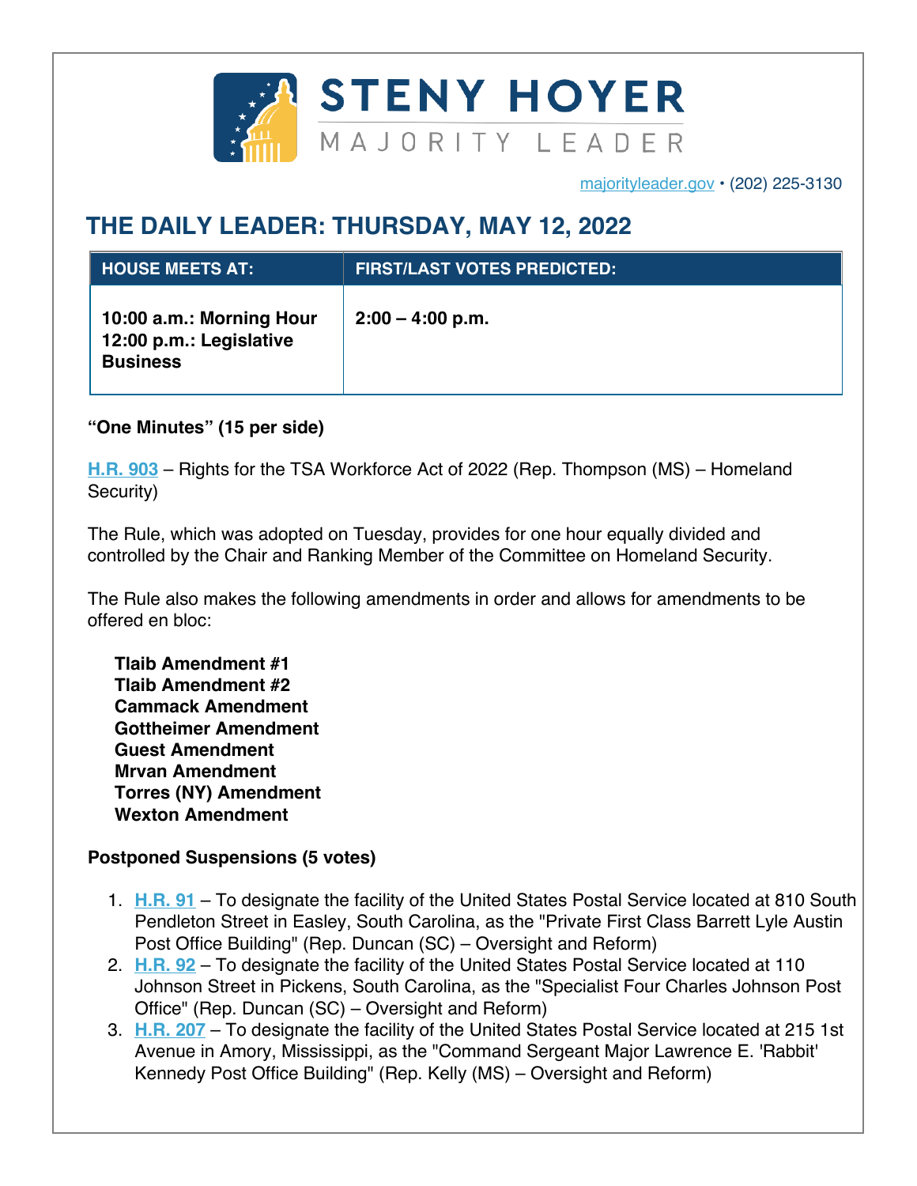# STENY HOYER
MAJORITY LEADER

majorityleader.gov • (202) 225-3130

## THE DAILY LEADER: THURSDAY, MAY 12, 2022

| HOUSE MEETS AT: | FIRST/LAST VOTES PREDICTED: |
| --- | --- |
| **10:00 a.m.: Morning Hour**<br>**12:00 p.m.: Legislative Business** | **2:00 – 4:00 p.m.** |

**“One Minutes” (15 per side)**

**H.R. 903** – Rights for the TSA Workforce Act of 2022 (Rep. Thompson (MS) – Homeland Security)

The Rule, which was adopted on Tuesday, provides for one hour equally divided and controlled by the Chair and Ranking Member of the Committee on Homeland Security.

The Rule also makes the following amendments in order and allows for amendments to be offered en bloc:

**Tlaib Amendment #1**
**Tlaib Amendment #2**
**Cammack Amendment**
**Gottheimer Amendment**
**Guest Amendment**
**Mrvan Amendment**
**Torres (NY) Amendment**
**Wexton Amendment**

**Postponed Suspensions (5 votes)**

1. **H.R. 91** – To designate the facility of the United States Postal Service located at 810 South Pendleton Street in Easley, South Carolina, as the "Private First Class Barrett Lyle Austin Post Office Building" (Rep. Duncan (SC) – Oversight and Reform)
2. **H.R. 92** – To designate the facility of the United States Postal Service located at 110 Johnson Street in Pickens, South Carolina, as the "Specialist Four Charles Johnson Post Office" (Rep. Duncan (SC) – Oversight and Reform)
3. **H.R. 207** – To designate the facility of the United States Postal Service located at 215 1st Avenue in Amory, Mississippi, as the "Command Sergeant Major Lawrence E. 'Rabbit' Kennedy Post Office Building" (Rep. Kelly (MS) – Oversight and Reform)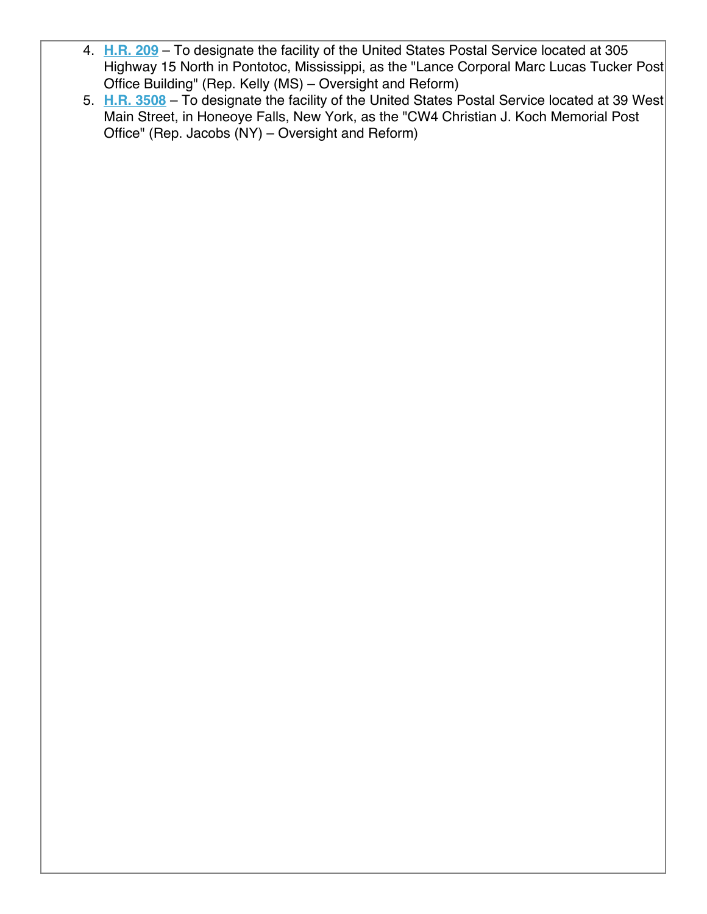4. **H.R. 209** – To designate the facility of the United States Postal Service located at 305 Highway 15 North in Pontotoc, Mississippi, as the "Lance Corporal Marc Lucas Tucker Post Office Building" (Rep. Kelly (MS) – Oversight and Reform)
5. **H.R. 3508** – To designate the facility of the United States Postal Service located at 39 West Main Street, in Honeoye Falls, New York, as the "CW4 Christian J. Koch Memorial Post Office" (Rep. Jacobs (NY) – Oversight and Reform)